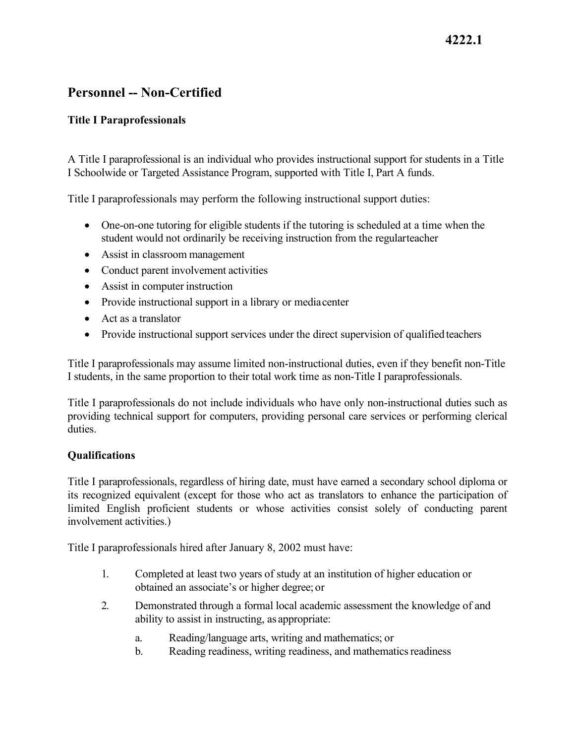# 4222.1

## Personnel -- Non-Certified

### Title I Paraprofessionals

A Title I paraprofessional is an individual who provides instructional support for students in a Title I Schoolwide or Targeted Assistance Program, supported with Title I, Part A funds.

Title I paraprofessionals may perform the following instructional support duties:

- One-on-one tutoring for eligible students if the tutoring is scheduled at a time when the student would not ordinarily be receiving instruction from the regular teacher
- Assist in classroom management
- Conduct parent involvement activities
- Assist in computer instruction
- Provide instructional support in a library or media center
- Act as a translator
- Provide instructional support services under the direct supervision of qualified teachers

Title I paraprofessionals may assume limited non-instructional duties, even if they benefit non-Title I students, in the same proportion to their total work time as non-Title I paraprofessionals.

Title I paraprofessionals do not include individuals who have only non-instructional duties such as providing technical support for computers, providing personal care services or performing clerical duties.

### Qualifications

Title I paraprofessionals, regardless of hiring date, must have earned a secondary school diploma or its recognized equivalent (except for those who act as translators to enhance the participation of limited English proficient students or whose activities consist solely of conducting parent involvement activities.)

Title I paraprofessionals hired after January 8, 2002 must have:

1. Completed at least two years of study at an institution of higher education or obtained an associate's or higher degree; or
2. Demonstrated through a formal local academic assessment the knowledge of and ability to assist in instructing, as appropriate:
   a. Reading/language arts, writing and mathematics; or
   b. Reading readiness, writing readiness, and mathematics readiness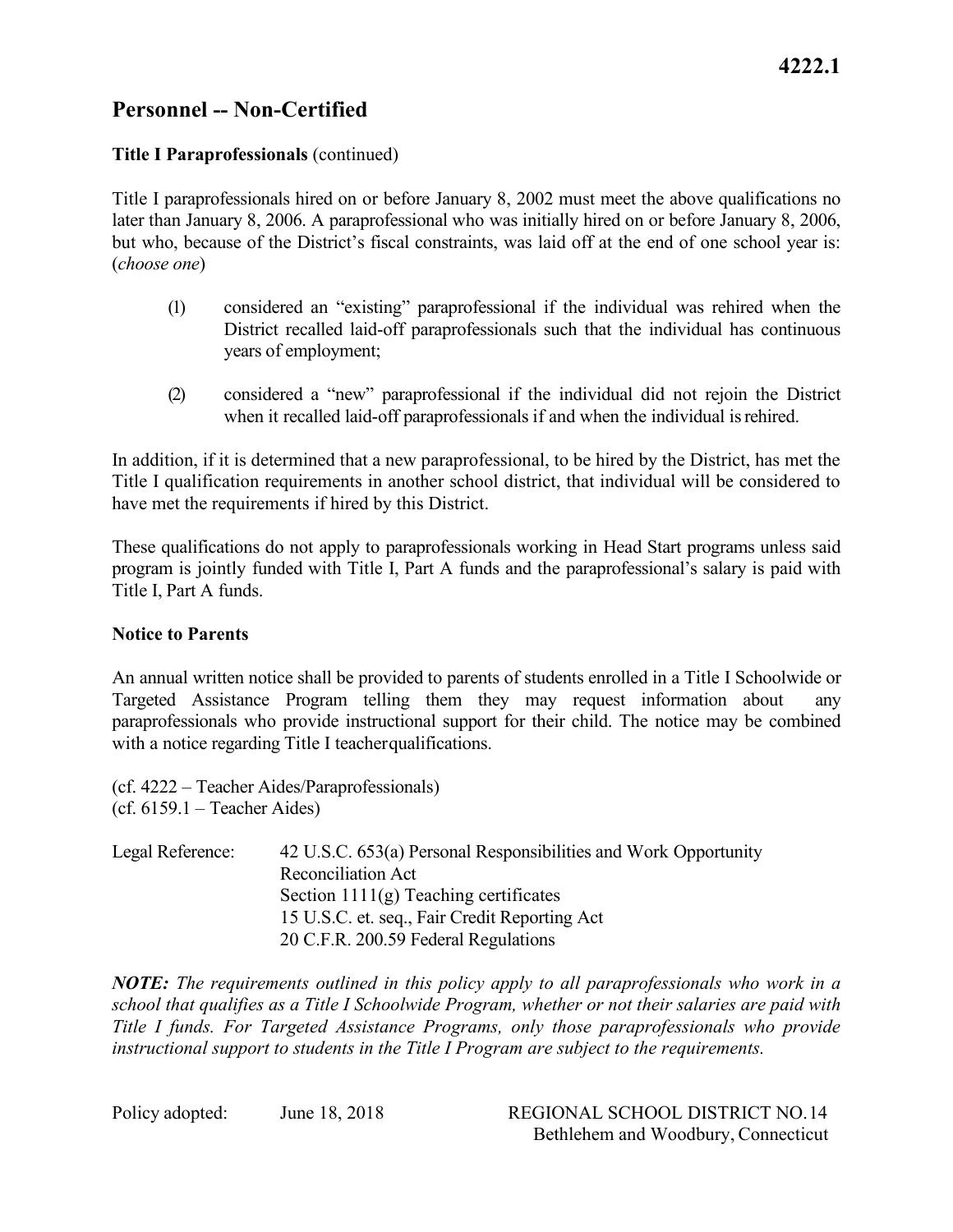# Personnel -- Non-Certified

**Title I Paraprofessionals** (continued)

Title I paraprofessionals hired on or before January 8, 2002 must meet the above qualifications no later than January 8, 2006. A paraprofessional who was initially hired on or before January 8, 2006, but who, because of the District's fiscal constraints, was laid off at the end of one school year is: (*choose one*)

(1) considered an "existing" paraprofessional if the individual was rehired when the District recalled laid-off paraprofessionals such that the individual has continuous years of employment;

(2) considered a "new" paraprofessional if the individual did not rejoin the District when it recalled laid-off paraprofessionals if and when the individual is rehired.

In addition, if it is determined that a new paraprofessional, to be hired by the District, has met the Title I qualification requirements in another school district, that individual will be considered to have met the requirements if hired by this District.

These qualifications do not apply to paraprofessionals working in Head Start programs unless said program is jointly funded with Title I, Part A funds and the paraprofessional's salary is paid with Title I, Part A funds.

**Notice to Parents**

An annual written notice shall be provided to parents of students enrolled in a Title I Schoolwide or Targeted Assistance Program telling them they may request information about any paraprofessionals who provide instructional support for their child. The notice may be combined with a notice regarding Title I teacher qualifications.

(cf. 4222 – Teacher Aides/Paraprofessionals)
(cf. 6159.1 – Teacher Aides)

Legal Reference: 42 U.S.C. 653(a) Personal Responsibilities and Work Opportunity Reconciliation Act
Section 1111(g) Teaching certificates
15 U.S.C. et. seq., Fair Credit Reporting Act
20 C.F.R. 200.59 Federal Regulations

***NOTE:*** *The requirements outlined in this policy apply to all paraprofessionals who work in a school that qualifies as a Title I Schoolwide Program, whether or not their salaries are paid with Title I funds. For Targeted Assistance Programs, only those paraprofessionals who provide instructional support to students in the Title I Program are subject to the requirements.*

Policy adopted: June 18, 2018

REGIONAL SCHOOL DISTRICT NO. 14
Bethlehem and Woodbury, Connecticut